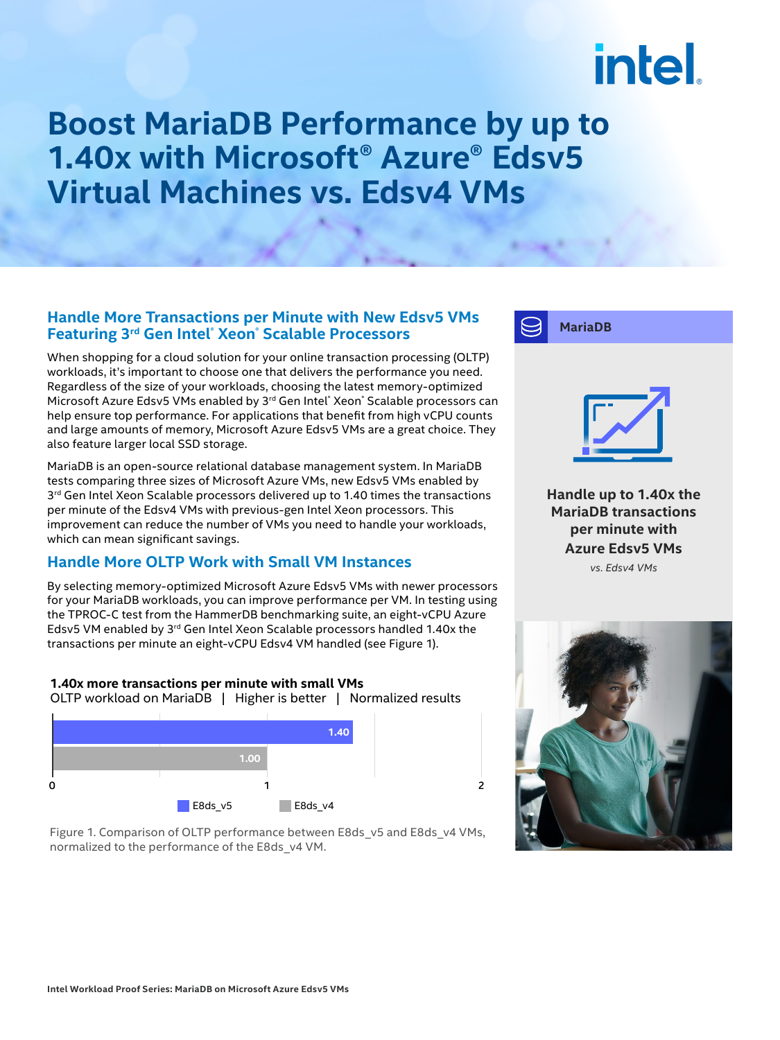# Boost MariaDB Performance by up to 1.40x with Microsoft® Azure® Edsv5 Virtual Machines vs. Edsv4 VMs

## Handle More Transactions per Minute with New Edsv5 VMs Featuring 3rd Gen Intel® Xeon® Scalable Processors

When shopping for a cloud solution for your online transaction processing (OLTP) workloads, it's important to choose one that delivers the performance you need. Regardless of the size of your workloads, choosing the latest memory-optimized Microsoft Azure Edsv5 VMs enabled by 3rd Gen Intel® Xeon® Scalable processors can help ensure top performance. For applications that benefit from high vCPU counts and large amounts of memory, Microsoft Azure Edsv5 VMs are a great choice. They also feature larger local SSD storage.

MariaDB is an open-source relational database management system. In MariaDB tests comparing three sizes of Microsoft Azure VMs, new Edsv5 VMs enabled by 3rd Gen Intel Xeon Scalable processors delivered up to 1.40 times the transactions per minute of the Edsv4 VMs with previous-gen Intel Xeon processors. This improvement can reduce the number of VMs you need to handle your workloads, which can mean significant savings.

## Handle More OLTP Work with Small VM Instances

By selecting memory-optimized Microsoft Azure Edsv5 VMs with newer processors for your MariaDB workloads, you can improve performance per VM. In testing using the TPROC-C test from the HammerDB benchmarking suite, an eight-vCPU Azure Edsv5 VM enabled by 3rd Gen Intel Xeon Scalable processors handled 1.40x the transactions per minute an eight-vCPU Edsv4 VM handled (see Figure 1).

**1.40x more transactions per minute with small VMs**

OLTP workload on MariaDB | Higher is better | Normalized results

| VM | Normalized result |
| --- | --- |
| E8ds_v5 | 1.40 |
| E8ds_v4 | 1.00 |

Figure 1. Comparison of OLTP performance between E8ds_v5 and E8ds_v4 VMs, normalized to the performance of the E8ds_v4 VM.

**MariaDB**

**Handle up to 1.40x the MariaDB transactions per minute with Azure Edsv5 VMs**

*vs. Edsv4 VMs*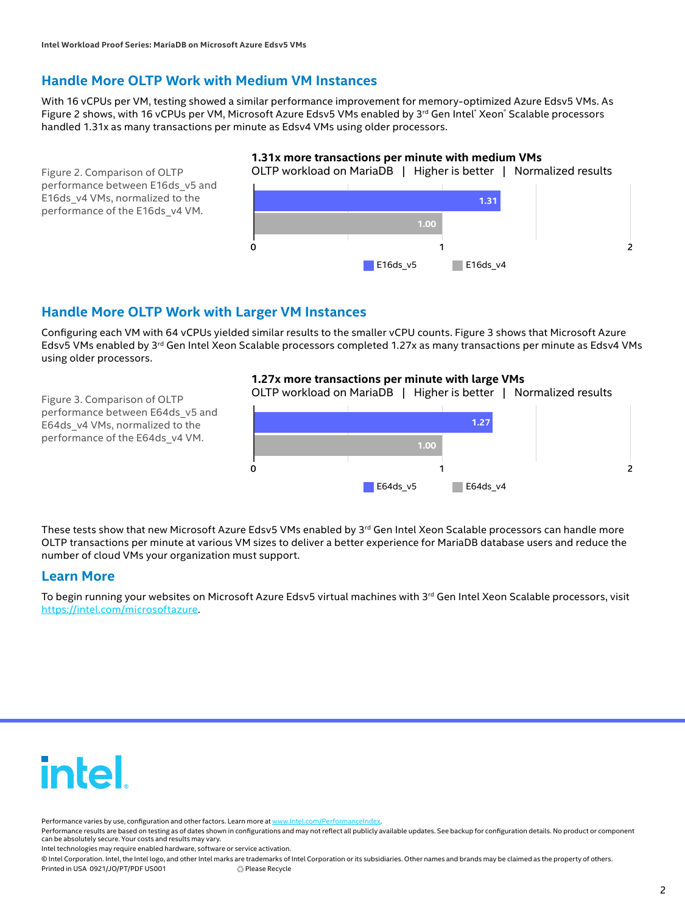## Handle More OLTP Work with Medium VM Instances

With 16 vCPUs per VM, testing showed a similar performance improvement for memory-optimized Azure Edsv5 VMs. As Figure 2 shows, with 16 vCPUs per VM, Microsoft Azure Edsv5 VMs enabled by 3rd Gen Intel® Xeon® Scalable processors handled 1.31x as many transactions per minute as Edsv4 VMs using older processors.

Figure 2. Comparison of OLTP performance between E16ds_v5 and E16ds_v4 VMs, normalized to the performance of the E16ds_v4 VM.

**1.31x more transactions per minute with medium VMs**

OLTP workload on MariaDB | Higher is better | Normalized results

1.31

1.00

0
1
2

E16ds_v5
E16ds_v4

## Handle More OLTP Work with Larger VM Instances

Configuring each VM with 64 vCPUs yielded similar results to the smaller vCPU counts. Figure 3 shows that Microsoft Azure Edsv5 VMs enabled by 3rd Gen Intel Xeon Scalable processors completed 1.27x as many transactions per minute as Edsv4 VMs using older processors.

Figure 3. Comparison of OLTP performance between E64ds_v5 and E64ds_v4 VMs, normalized to the performance of the E64ds_v4 VM.

**1.27x more transactions per minute with large VMs**

OLTP workload on MariaDB | Higher is better | Normalized results

1.27

1.00

0
1
2

E64ds_v5
E64ds_v4

These tests show that new Microsoft Azure Edsv5 VMs enabled by 3rd Gen Intel Xeon Scalable processors can handle more OLTP transactions per minute at various VM sizes to deliver a better experience for MariaDB database users and reduce the number of cloud VMs your organization must support.

## Learn More

To begin running your websites on Microsoft Azure Edsv5 virtual machines with 3rd Gen Intel Xeon Scalable processors, visit https://intel.com/microsoftazure.

Performance varies by use, configuration and other factors. Learn more at www.Intel.com/PerformanceIndex.

Performance results are based on testing as of dates shown in configurations and may not reflect all publicly available updates. See backup for configuration details. No product or component can be absolutely secure. Your costs and results may vary.

Intel technologies may require enabled hardware, software or service activation.

© Intel Corporation. Intel, the Intel logo, and other Intel marks are trademarks of Intel Corporation or its subsidiaries. Other names and brands may be claimed as the property of others.

Printed in USA 0921/JO/PT/PDF US001 Please Recycle